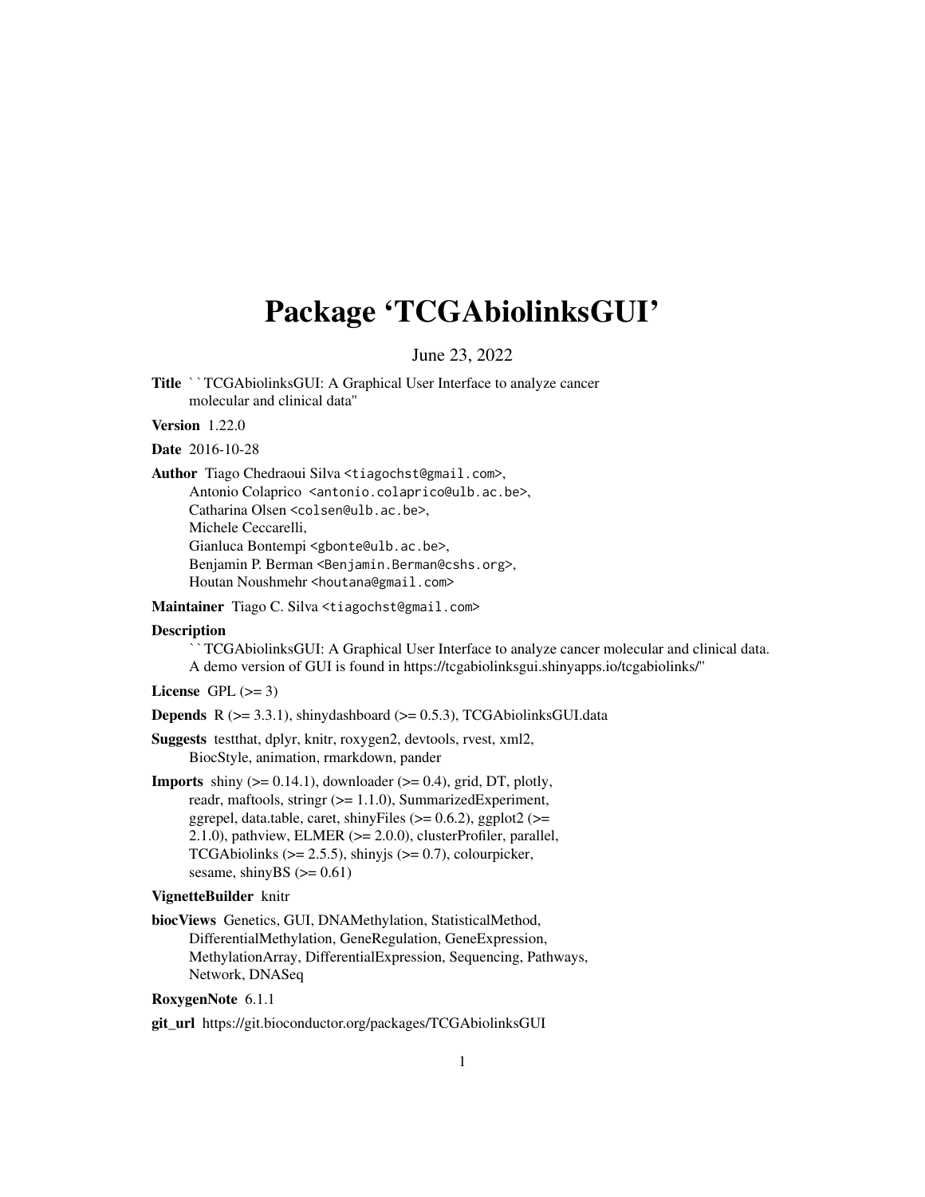# Package 'TCGAbiolinksGUI'

June 23, 2022

**Title** ``TCGAbiolinksGUI: A Graphical User Interface to analyze cancer molecular and clinical data''

**Version** 1.22.0

**Date** 2016-10-28

**Author** Tiago Chedraoui Silva <tiagochst@gmail.com>,
Antonio Colaprico <antonio.colaprico@ulb.ac.be>,
Catharina Olsen <colsen@ulb.ac.be>,
Michele Ceccarelli,
Gianluca Bontempi <gbonte@ulb.ac.be>,
Benjamin P. Berman <Benjamin.Berman@cshs.org>,
Houtan Noushmehr <houtana@gmail.com>

**Maintainer** Tiago C. Silva <tiagochst@gmail.com>

**Description**
``TCGAbiolinksGUI: A Graphical User Interface to analyze cancer molecular and clinical data.
A demo version of GUI is found in https://tcgabiolinksgui.shinyapps.io/tcgabiolinks/''

**License** GPL (>= 3)

**Depends** R (>= 3.3.1), shinydashboard (>= 0.5.3), TCGAbiolinksGUI.data

**Suggests** testthat, dplyr, knitr, roxygen2, devtools, rvest, xml2, BiocStyle, animation, rmarkdown, pander

**Imports** shiny (>= 0.14.1), downloader (>= 0.4), grid, DT, plotly, readr, maftools, stringr (>= 1.1.0), SummarizedExperiment, ggrepel, data.table, caret, shinyFiles (>= 0.6.2), ggplot2 (>= 2.1.0), pathview, ELMER (>= 2.0.0), clusterProfiler, parallel, TCGAbiolinks (>= 2.5.5), shinyjs (>= 0.7), colourpicker, sesame, shinyBS (>= 0.61)

**VignetteBuilder** knitr

**biocViews** Genetics, GUI, DNAMethylation, StatisticalMethod, DifferentialMethylation, GeneRegulation, GeneExpression, MethylationArray, DifferentialExpression, Sequencing, Pathways, Network, DNASeq

**RoxygenNote** 6.1.1

**git_url** https://git.bioconductor.org/packages/TCGAbiolinksGUI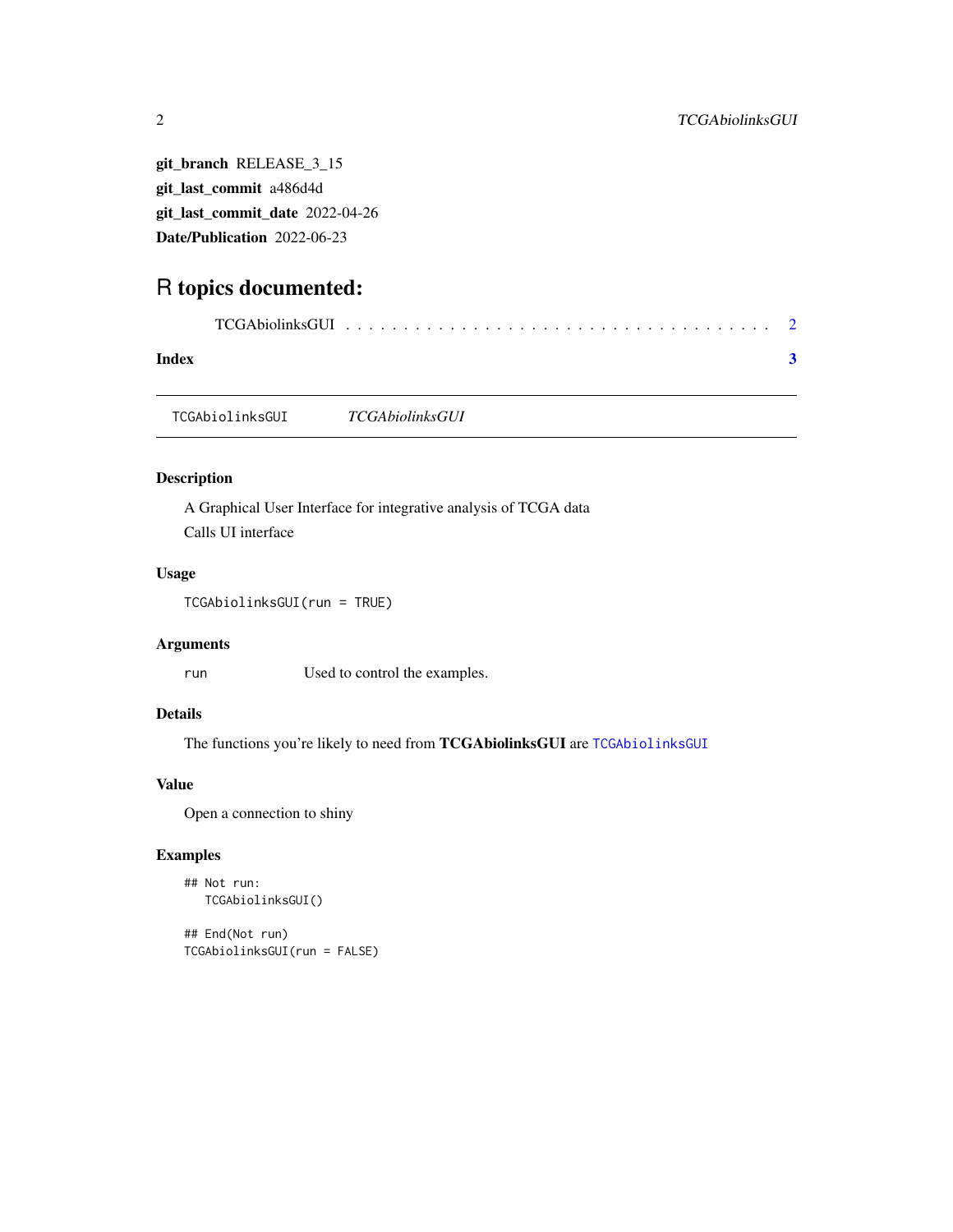**git_branch** RELEASE_3_15

**git_last_commit** a486d4d

**git_last_commit_date** 2022-04-26

**Date/Publication** 2022-06-23

# R topics documented:

TCGAbiolinksGUI . . . . . . . . . . . . . . . . . . . . . . . . . . . . . . . . . . . 2

**Index** **3**

---

`TCGAbiolinksGUI` *TCGAbiolinksGUI*

---

### Description

A Graphical User Interface for integrative analysis of TCGA data

Calls UI interface

### Usage

```
TCGAbiolinksGUI(run = TRUE)
```

### Arguments

| | |
|---|---|
| `run` | Used to control the examples. |

### Details

The functions you're likely to need from **TCGAbiolinksGUI** are `TCGAbiolinksGUI`

### Value

Open a connection to shiny

### Examples

```
## Not run:
   TCGAbiolinksGUI()

## End(Not run)
TCGAbiolinksGUI(run = FALSE)
```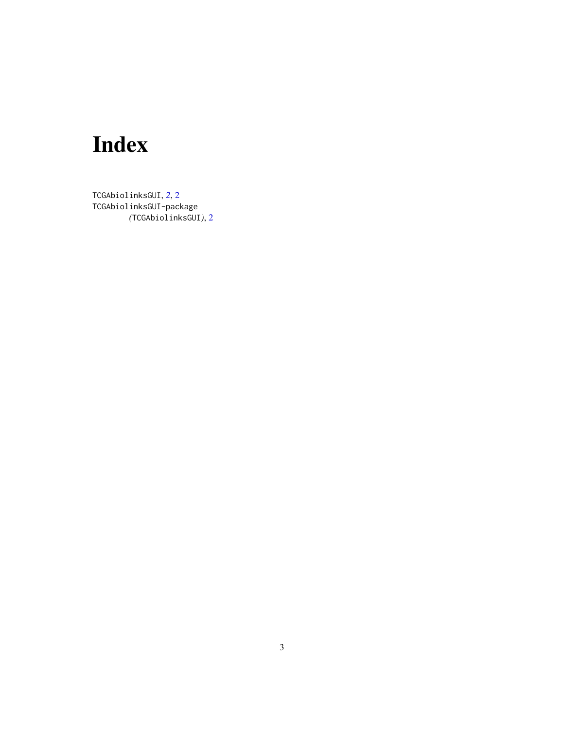# Index

TCGAbiolinksGUI, *2*, 2
TCGAbiolinksGUI-package
*(*TCGAbiolinksGUI*)*, 2